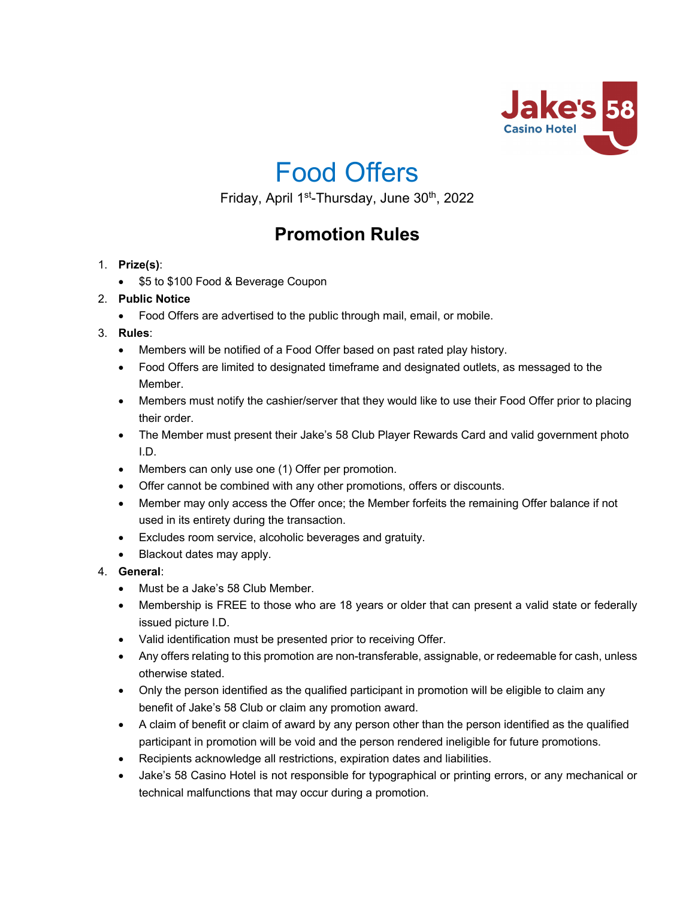# Food Offers

Friday, April 1st-Thursday, June 30th, 2022

## Promotion Rules

1. **Prize(s)**:
   - $5 to $100 Food & Beverage Coupon
2. **Public Notice**
   - Food Offers are advertised to the public through mail, email, or mobile.
3. **Rules**:
   - Members will be notified of a Food Offer based on past rated play history.
   - Food Offers are limited to designated timeframe and designated outlets, as messaged to the Member.
   - Members must notify the cashier/server that they would like to use their Food Offer prior to placing their order.
   - The Member must present their Jake's 58 Club Player Rewards Card and valid government photo I.D.
   - Members can only use one (1) Offer per promotion.
   - Offer cannot be combined with any other promotions, offers or discounts.
   - Member may only access the Offer once; the Member forfeits the remaining Offer balance if not used in its entirety during the transaction.
   - Excludes room service, alcoholic beverages and gratuity.
   - Blackout dates may apply.
4. **General**:
   - Must be a Jake's 58 Club Member.
   - Membership is FREE to those who are 18 years or older that can present a valid state or federally issued picture I.D.
   - Valid identification must be presented prior to receiving Offer.
   - Any offers relating to this promotion are non-transferable, assignable, or redeemable for cash, unless otherwise stated.
   - Only the person identified as the qualified participant in promotion will be eligible to claim any benefit of Jake's 58 Club or claim any promotion award.
   - A claim of benefit or claim of award by any person other than the person identified as the qualified participant in promotion will be void and the person rendered ineligible for future promotions.
   - Recipients acknowledge all restrictions, expiration dates and liabilities.
   - Jake's 58 Casino Hotel is not responsible for typographical or printing errors, or any mechanical or technical malfunctions that may occur during a promotion.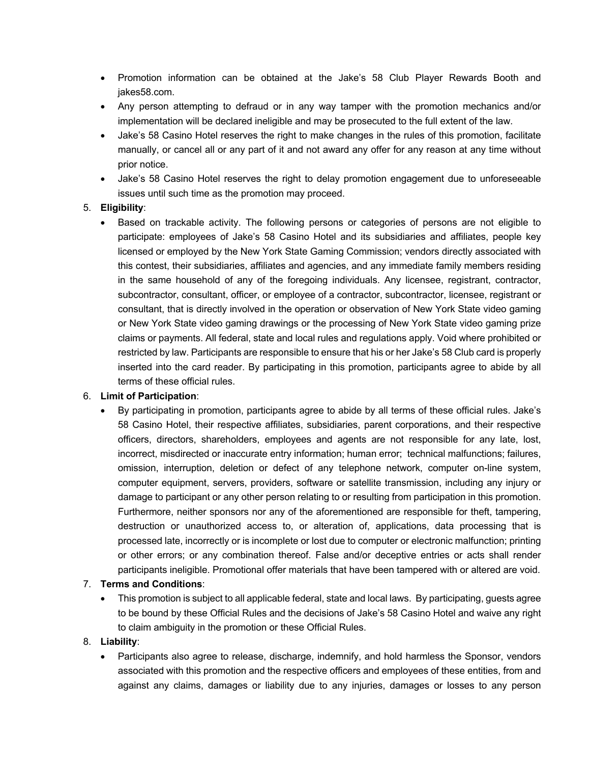- Promotion information can be obtained at the Jake's 58 Club Player Rewards Booth and jakes58.com.
- Any person attempting to defraud or in any way tamper with the promotion mechanics and/or implementation will be declared ineligible and may be prosecuted to the full extent of the law.
- Jake's 58 Casino Hotel reserves the right to make changes in the rules of this promotion, facilitate manually, or cancel all or any part of it and not award any offer for any reason at any time without prior notice.
- Jake's 58 Casino Hotel reserves the right to delay promotion engagement due to unforeseeable issues until such time as the promotion may proceed.

5. **Eligibility**:
   - Based on trackable activity. The following persons or categories of persons are not eligible to participate: employees of Jake's 58 Casino Hotel and its subsidiaries and affiliates, people key licensed or employed by the New York State Gaming Commission; vendors directly associated with this contest, their subsidiaries, affiliates and agencies, and any immediate family members residing in the same household of any of the foregoing individuals. Any licensee, registrant, contractor, subcontractor, consultant, officer, or employee of a contractor, subcontractor, licensee, registrant or consultant, that is directly involved in the operation or observation of New York State video gaming or New York State video gaming drawings or the processing of New York State video gaming prize claims or payments. All federal, state and local rules and regulations apply. Void where prohibited or restricted by law. Participants are responsible to ensure that his or her Jake's 58 Club card is properly inserted into the card reader. By participating in this promotion, participants agree to abide by all terms of these official rules.

6. **Limit of Participation**:
   - By participating in promotion, participants agree to abide by all terms of these official rules. Jake's 58 Casino Hotel, their respective affiliates, subsidiaries, parent corporations, and their respective officers, directors, shareholders, employees and agents are not responsible for any late, lost, incorrect, misdirected or inaccurate entry information; human error; technical malfunctions; failures, omission, interruption, deletion or defect of any telephone network, computer on-line system, computer equipment, servers, providers, software or satellite transmission, including any injury or damage to participant or any other person relating to or resulting from participation in this promotion. Furthermore, neither sponsors nor any of the aforementioned are responsible for theft, tampering, destruction or unauthorized access to, or alteration of, applications, data processing that is processed late, incorrectly or is incomplete or lost due to computer or electronic malfunction; printing or other errors; or any combination thereof. False and/or deceptive entries or acts shall render participants ineligible. Promotional offer materials that have been tampered with or altered are void.

7. **Terms and Conditions**:
   - This promotion is subject to all applicable federal, state and local laws. By participating, guests agree to be bound by these Official Rules and the decisions of Jake's 58 Casino Hotel and waive any right to claim ambiguity in the promotion or these Official Rules.

8. **Liability**:
   - Participants also agree to release, discharge, indemnify, and hold harmless the Sponsor, vendors associated with this promotion and the respective officers and employees of these entities, from and against any claims, damages or liability due to any injuries, damages or losses to any person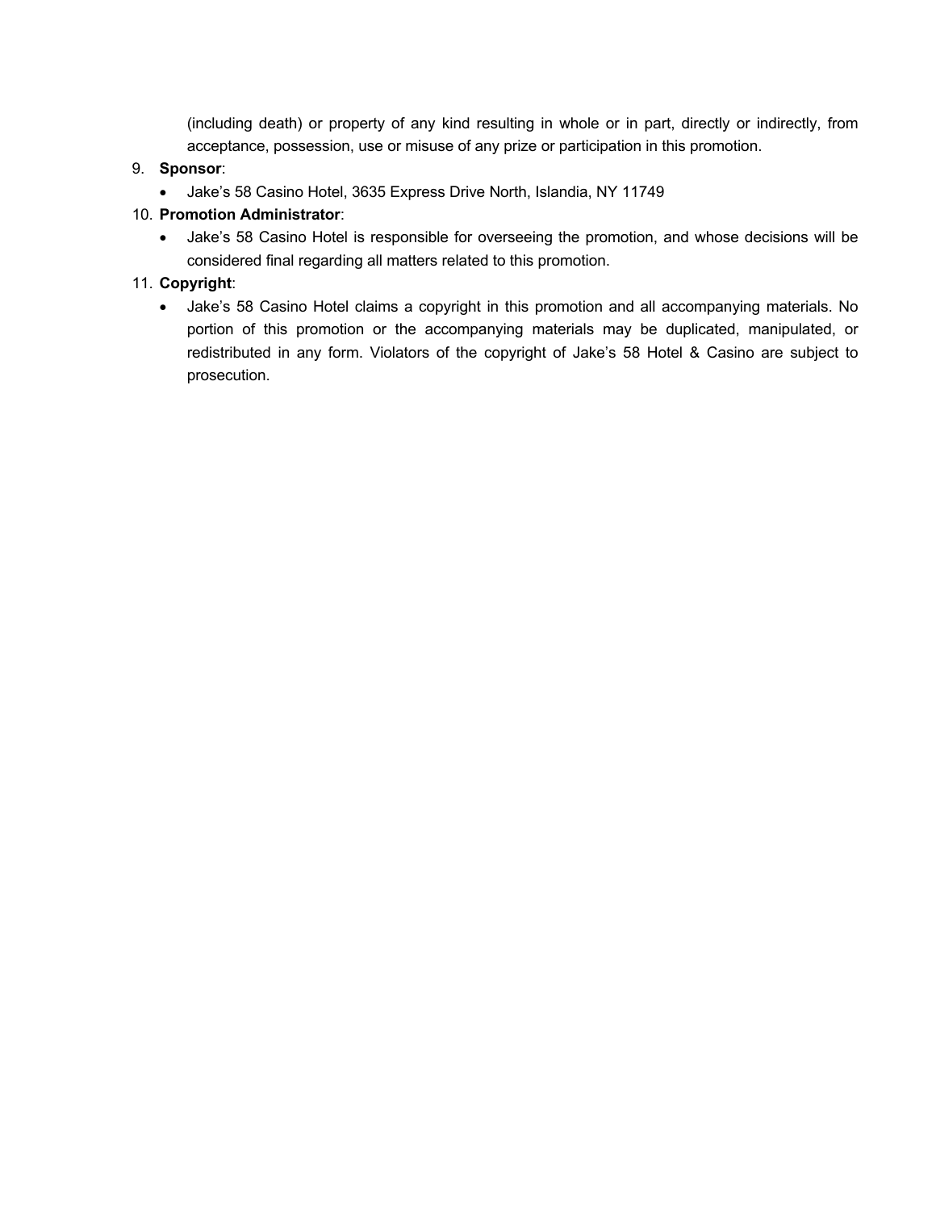(including death) or property of any kind resulting in whole or in part, directly or indirectly, from acceptance, possession, use or misuse of any prize or participation in this promotion.

9. **Sponsor**:
   - Jake's 58 Casino Hotel, 3635 Express Drive North, Islandia, NY 11749
10. **Promotion Administrator**:
    - Jake's 58 Casino Hotel is responsible for overseeing the promotion, and whose decisions will be considered final regarding all matters related to this promotion.
11. **Copyright**:
    - Jake's 58 Casino Hotel claims a copyright in this promotion and all accompanying materials. No portion of this promotion or the accompanying materials may be duplicated, manipulated, or redistributed in any form. Violators of the copyright of Jake's 58 Hotel & Casino are subject to prosecution.